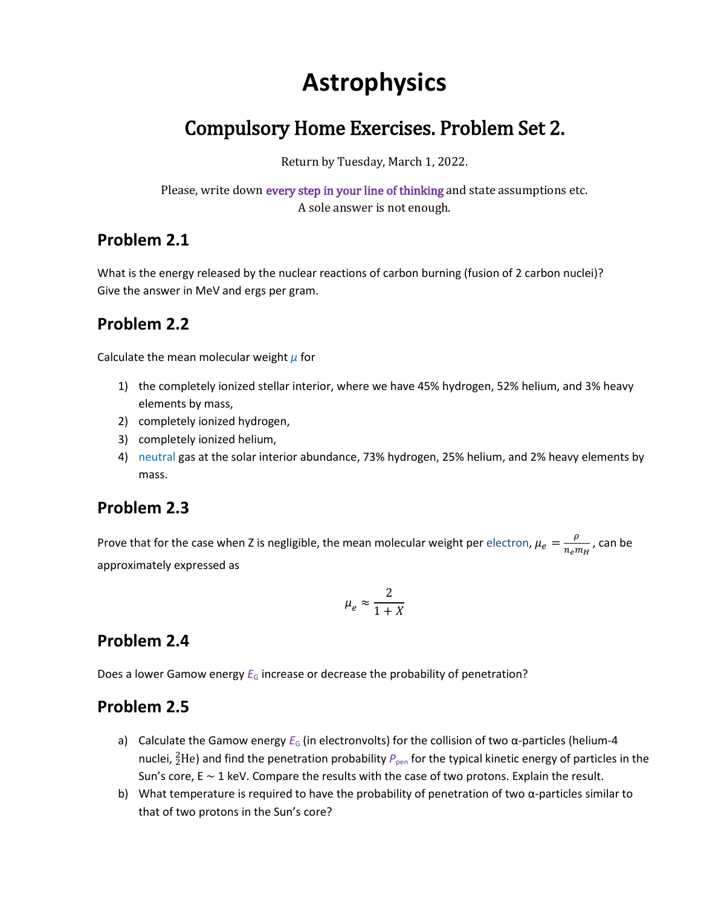# Astrophysics

## Compulsory Home Exercises. Problem Set 2.

Return by Tuesday, March 1, 2022.

Please, write down every step in your line of thinking and state assumptions etc.
A sole answer is not enough.

## Problem 2.1

What is the energy released by the nuclear reactions of carbon burning (fusion of 2 carbon nuclei)? Give the answer in MeV and ergs per gram.

## Problem 2.2

Calculate the mean molecular weight $\mu$ for

1) the completely ionized stellar interior, where we have 45% hydrogen, 52% helium, and 3% heavy elements by mass,
2) completely ionized hydrogen,
3) completely ionized helium,
4) neutral gas at the solar interior abundance, 73% hydrogen, 25% helium, and 2% heavy elements by mass.

## Problem 2.3

Prove that for the case when Z is negligible, the mean molecular weight per electron, $\mu_e = \frac{\rho}{n_e m_H}$, can be approximately expressed as

$$\mu_e \approx \frac{2}{1+X}$$

## Problem 2.4

Does a lower Gamow energy $E_G$ increase or decrease the probability of penetration?

## Problem 2.5

a) Calculate the Gamow energy $E_G$ (in electronvolts) for the collision of two α-particles (helium-4 nuclei, $^4_2\text{He}$) and find the penetration probability $P_{\text{pen}}$ for the typical kinetic energy of particles in the Sun's core, E ~ 1 keV. Compare the results with the case of two protons. Explain the result.
b) What temperature is required to have the probability of penetration of two α-particles similar to that of two protons in the Sun's core?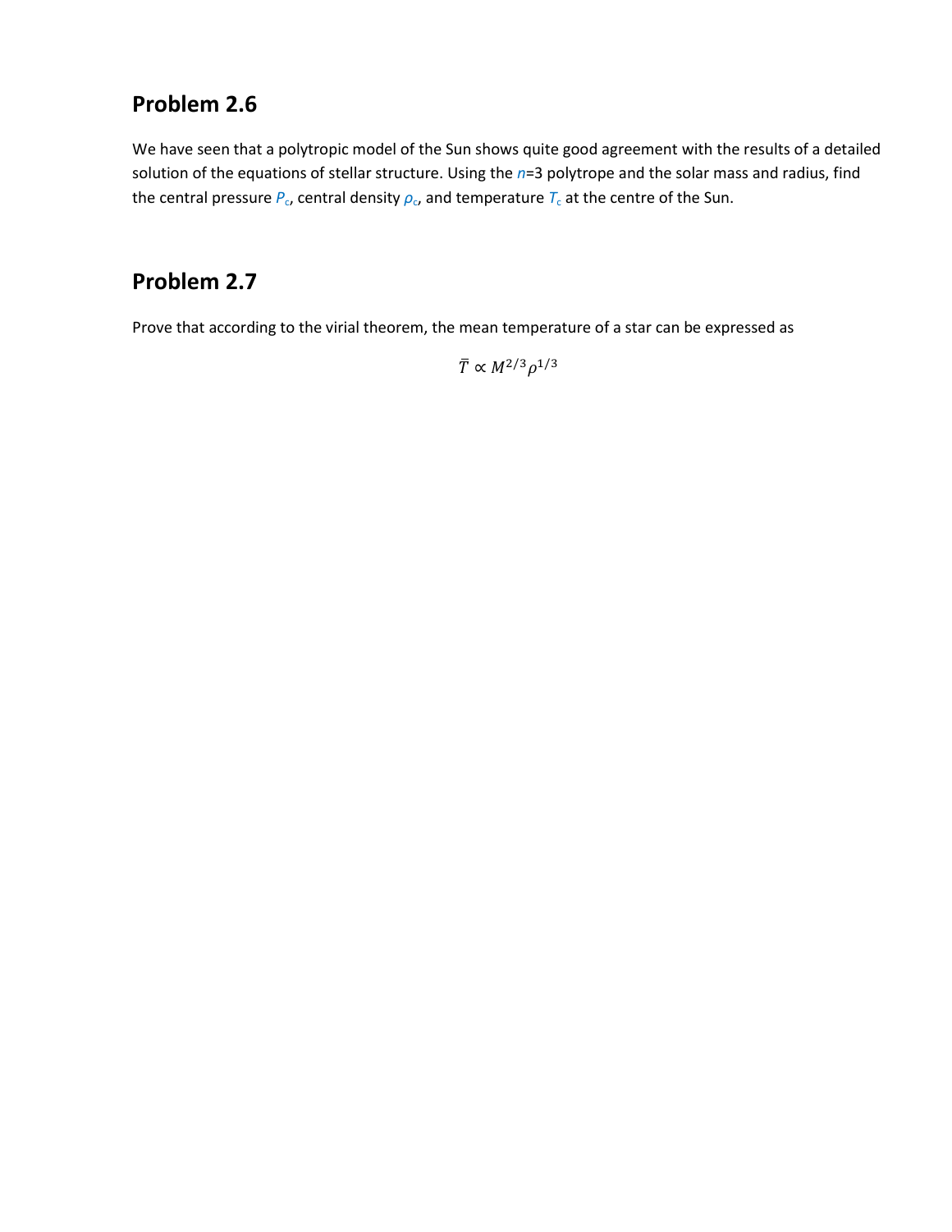## Problem 2.6

We have seen that a polytropic model of the Sun shows quite good agreement with the results of a detailed solution of the equations of stellar structure. Using the $n$=3 polytrope and the solar mass and radius, find the central pressure $P_c$, central density $\rho_c$, and temperature $T_c$ at the centre of the Sun.

## Problem 2.7

Prove that according to the virial theorem, the mean temperature of a star can be expressed as

$$\bar{T} \propto M^{2/3}\rho^{1/3}$$